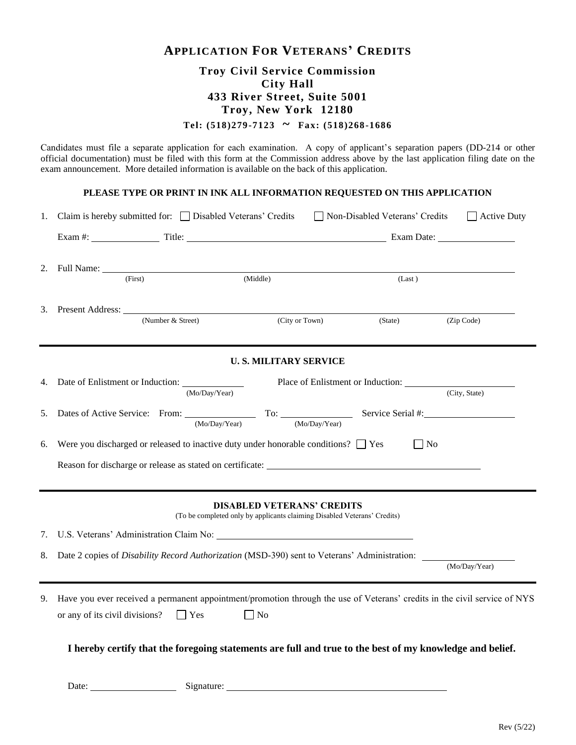# APPLICATION FOR VETERANS' CREDITS

**Troy Civil Service Commission**
**City Hall**
**433 River Street, Suite 5001**
**Troy, New York 12180**
**Tel: (518)279-7123 ~ Fax: (518)268-1686**

Candidates must file a separate application for each examination. A copy of applicant's separation papers (DD-214 or other official documentation) must be filed with this form at the Commission address above by the last application filing date on the exam announcement. More detailed information is available on the back of this application.

**PLEASE TYPE OR PRINT IN INK ALL INFORMATION REQUESTED ON THIS APPLICATION**

1. Claim is hereby submitted for: ☐ Disabled Veterans' Credits ☐ Non-Disabled Veterans' Credits ☐ Active Duty

   Exam #: ____________ Title: ________________________________ Exam Date: ____________

2. Full Name: ______________________________________________
   (First) (Middle) (Last)

3. Present Address: ______________________________________________
   (Number & Street) (City or Town) (State) (Zip Code)

**U. S. MILITARY SERVICE**

4. Date of Enlistment or Induction: ____________ (Mo/Day/Year) Place of Enlistment or Induction: ____________ (City, State)

5. Dates of Active Service: From: ____________ (Mo/Day/Year) To: ____________ (Mo/Day/Year) Service Serial #: ____________

6. Were you discharged or released to inactive duty under honorable conditions? ☐ Yes ☐ No

   Reason for discharge or release as stated on certificate: ________________________________

**DISABLED VETERANS' CREDITS**
(To be completed only by applicants claiming Disabled Veterans' Credits)

7. U.S. Veterans' Administration Claim No: ________________________________

8. Date 2 copies of *Disability Record Authorization* (MSD-390) sent to Veterans' Administration: ____________ (Mo/Day/Year)

9. Have you ever received a permanent appointment/promotion through the use of Veterans' credits in the civil service of NYS or any of its civil divisions? ☐ Yes ☐ No

**I hereby certify that the foregoing statements are full and true to the best of my knowledge and belief.**

Date: ____________ Signature: ________________________________

Rev (5/22)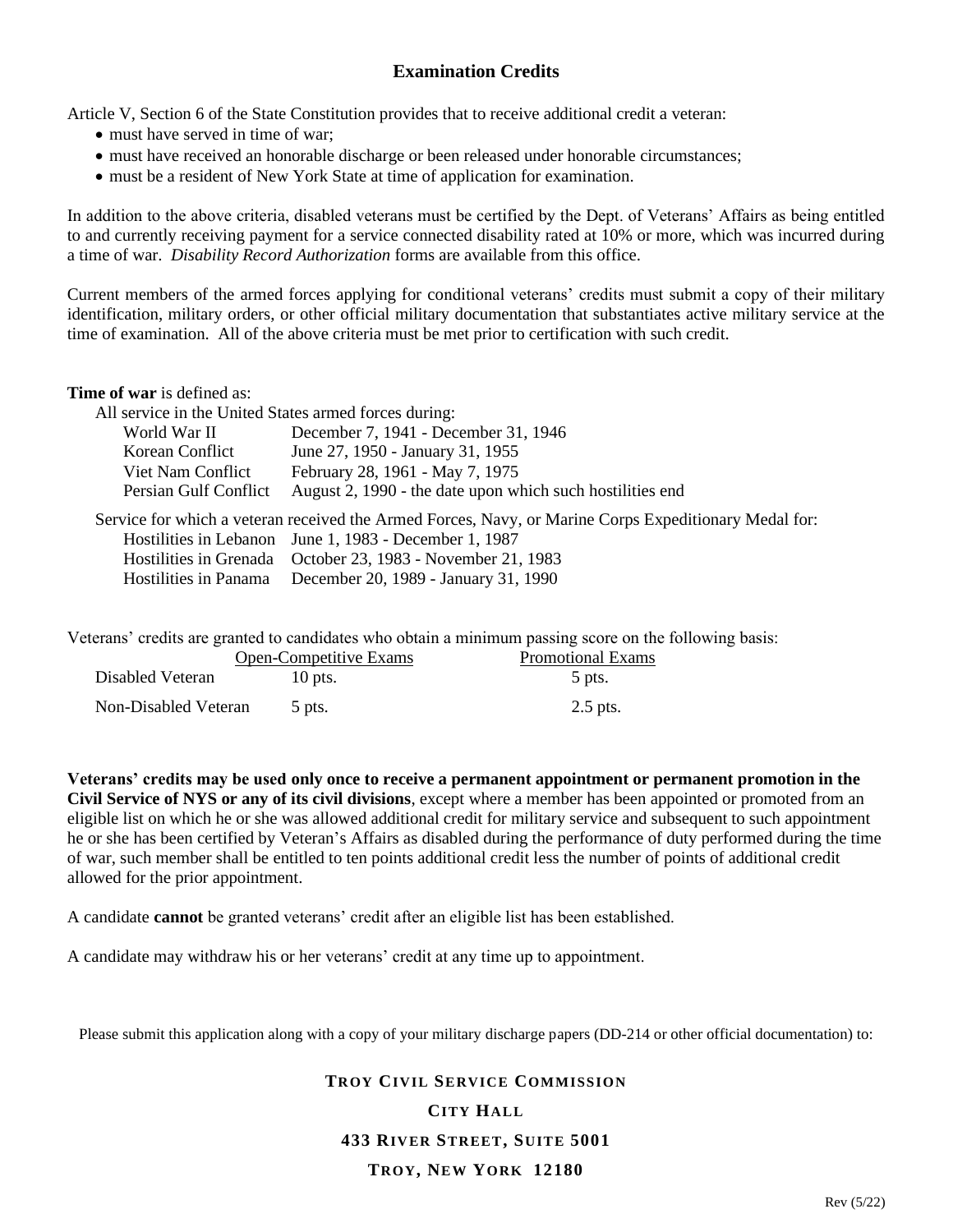## Examination Credits

Article V, Section 6 of the State Constitution provides that to receive additional credit a veteran:

- must have served in time of war;
- must have received an honorable discharge or been released under honorable circumstances;
- must be a resident of New York State at time of application for examination.

In addition to the above criteria, disabled veterans must be certified by the Dept. of Veterans' Affairs as being entitled to and currently receiving payment for a service connected disability rated at 10% or more, which was incurred during a time of war. *Disability Record Authorization* forms are available from this office.

Current members of the armed forces applying for conditional veterans' credits must submit a copy of their military identification, military orders, or other official military documentation that substantiates active military service at the time of examination. All of the above criteria must be met prior to certification with such credit.

**Time of war** is defined as:

All service in the United States armed forces during:

| | |
|---|---|
| World War II | December 7, 1941 - December 31, 1946 |
| Korean Conflict | June 27, 1950 - January 31, 1955 |
| Viet Nam Conflict | February 28, 1961 - May 7, 1975 |
| Persian Gulf Conflict | August 2, 1990 - the date upon which such hostilities end |

Service for which a veteran received the Armed Forces, Navy, or Marine Corps Expeditionary Medal for:

| | |
|---|---|
| Hostilities in Lebanon | June 1, 1983 - December 1, 1987 |
| Hostilities in Grenada | October 23, 1983 - November 21, 1983 |
| Hostilities in Panama | December 20, 1989 - January 31, 1990 |

Veterans' credits are granted to candidates who obtain a minimum passing score on the following basis:

| | Open-Competitive Exams | Promotional Exams |
|---|---|---|
| Disabled Veteran | 10 pts. | 5 pts. |
| Non-Disabled Veteran | 5 pts. | 2.5 pts. |

**Veterans' credits may be used only once to receive a permanent appointment or permanent promotion in the Civil Service of NYS or any of its civil divisions**, except where a member has been appointed or promoted from an eligible list on which he or she was allowed additional credit for military service and subsequent to such appointment he or she has been certified by Veteran's Affairs as disabled during the performance of duty performed during the time of war, such member shall be entitled to ten points additional credit less the number of points of additional credit allowed for the prior appointment.

A candidate **cannot** be granted veterans' credit after an eligible list has been established.

A candidate may withdraw his or her veterans' credit at any time up to appointment.

Please submit this application along with a copy of your military discharge papers (DD-214 or other official documentation) to:

**TROY CIVIL SERVICE COMMISSION**

**CITY HALL**

**433 RIVER STREET, SUITE 5001**

**TROY, NEW YORK 12180**

Rev (5/22)